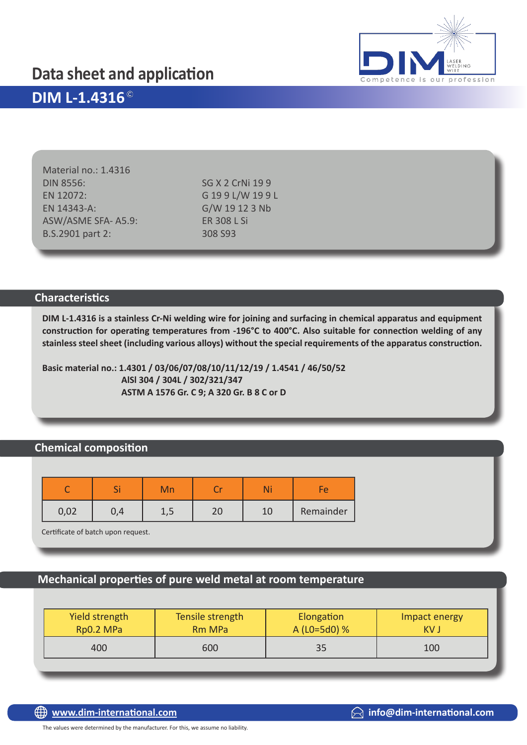# Data sheet and application

## DIM L-1.4316©

Material no.: 1.4316

| | |
|---|---|
| DIN 8556: | SG X 2 CrNi 19 9 |
| EN 12072: | G 19 9 L/W 19 9 L |
| EN 14343-A: | G/W 19 12 3 Nb |
| ASW/ASME SFA- A5.9: | ER 308 L Si |
| B.S.2901 part 2: | 308 S93 |

## Characteristics

**DIM L-1.4316 is a stainless Cr-Ni welding wire for joining and surfacing in chemical apparatus and equipment construction for operating temperatures from -196°C to 400°C. Also suitable for connection welding of any stainless steel sheet (including various alloys) without the special requirements of the apparatus construction.**

**Basic material no.: 1.4301 / 03/06/07/08/10/11/12/19 / 1.4541 / 46/50/52**
**AISI 304 / 304L / 302/321/347**
**ASTM A 1576 Gr. C 9; A 320 Gr. B 8 C or D**

## Chemical composition

| C | Si | Mn | Cr | Ni | Fe |
|---|---|---|---|---|---|
| 0,02 | 0,4 | 1,5 | 20 | 10 | Remainder |

Certificate of batch upon request.

## Mechanical properties of pure weld metal at room temperature

| Yield strength Rp0.2 MPa | Tensile strength Rm MPa | Elongation A (L0=5d0) % | Impact energy KV J |
|---|---|---|---|
| 400 | 600 | 35 | 100 |

www.dim-international.com info@dim-international.com

The values were determined by the manufacturer. For this, we assume no liability.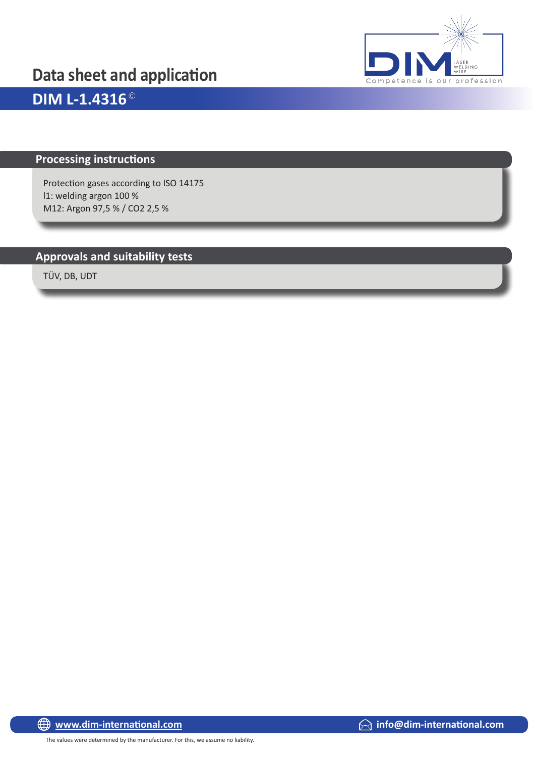# Data sheet and application

## DIM L-1.4316©

## Processing instructions

Protection gases according to ISO 14175
I1: welding argon 100 %
M12: Argon 97,5 % / $CO_2$ 2,5 %

## Approvals and suitability tests

TÜV, DB, UDT

www.dim-international.com

info@dim-international.com

The values were determined by the manufacturer. For this, we assume no liability.